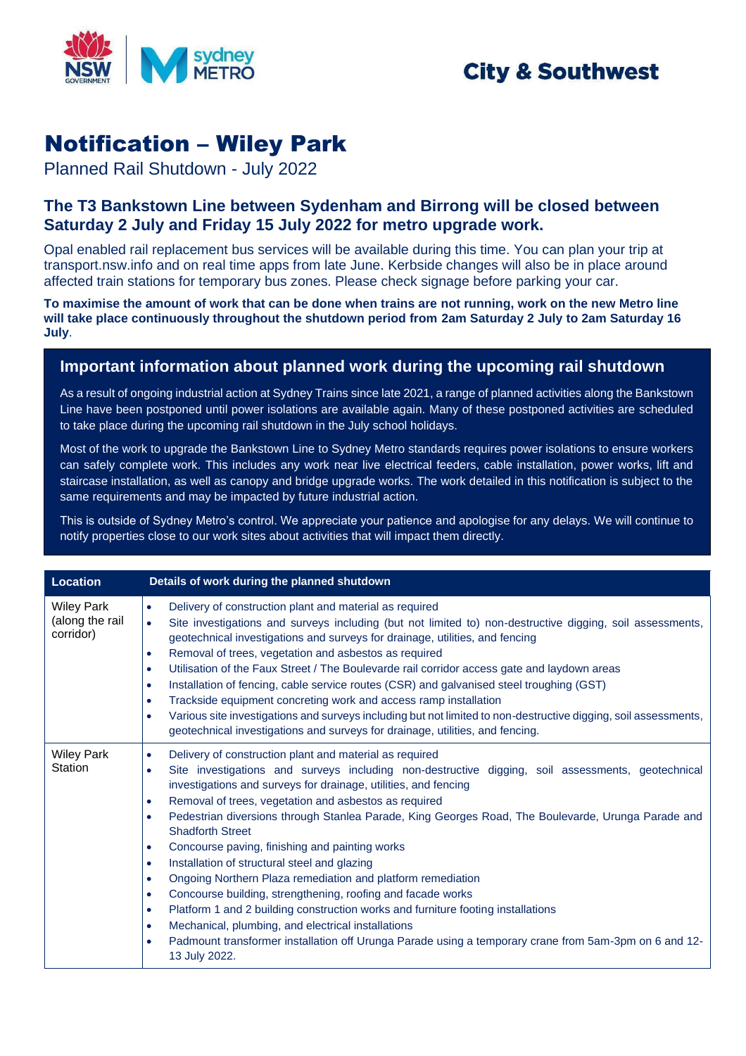City & Southwest

# Notification – Wiley Park

Planned Rail Shutdown - July 2022

## The T3 Bankstown Line between Sydenham and Birrong will be closed between Saturday 2 July and Friday 15 July 2022 for metro upgrade work.

Opal enabled rail replacement bus services will be available during this time. You can plan your trip at transport.nsw.info and on real time apps from late June. Kerbside changes will also be in place around affected train stations for temporary bus zones. Please check signage before parking your car.

**To maximise the amount of work that can be done when trains are not running, work on the new Metro line will take place continuously throughout the shutdown period from 2am Saturday 2 July to 2am Saturday 16 July**.

## Important information about planned work during the upcoming rail shutdown

As a result of ongoing industrial action at Sydney Trains since late 2021, a range of planned activities along the Bankstown Line have been postponed until power isolations are available again. Many of these postponed activities are scheduled to take place during the upcoming rail shutdown in the July school holidays.

Most of the work to upgrade the Bankstown Line to Sydney Metro standards requires power isolations to ensure workers can safely complete work. This includes any work near live electrical feeders, cable installation, power works, lift and staircase installation, as well as canopy and bridge upgrade works. The work detailed in this notification is subject to the same requirements and may be impacted by future industrial action.

This is outside of Sydney Metro's control. We appreciate your patience and apologise for any delays. We will continue to notify properties close to our work sites about activities that will impact them directly.

| Location | Details of work during the planned shutdown |
|---|---|
| Wiley Park (along the rail corridor) | • Delivery of construction plant and material as required<br>• Site investigations and surveys including (but not limited to) non-destructive digging, soil assessments, geotechnical investigations and surveys for drainage, utilities, and fencing<br>• Removal of trees, vegetation and asbestos as required<br>• Utilisation of the Faux Street / The Boulevarde rail corridor access gate and laydown areas<br>• Installation of fencing, cable service routes (CSR) and galvanised steel troughing (GST)<br>• Trackside equipment concreting work and access ramp installation<br>• Various site investigations and surveys including but not limited to non-destructive digging, soil assessments, geotechnical investigations and surveys for drainage, utilities, and fencing. |
| Wiley Park Station | • Delivery of construction plant and material as required<br>• Site investigations and surveys including non-destructive digging, soil assessments, geotechnical investigations and surveys for drainage, utilities, and fencing<br>• Removal of trees, vegetation and asbestos as required<br>• Pedestrian diversions through Stanlea Parade, King Georges Road, The Boulevarde, Urunga Parade and Shadforth Street<br>• Concourse paving, finishing and painting works<br>• Installation of structural steel and glazing<br>• Ongoing Northern Plaza remediation and platform remediation<br>• Concourse building, strengthening, roofing and facade works<br>• Platform 1 and 2 building construction works and furniture footing installations<br>• Mechanical, plumbing, and electrical installations<br>• Padmount transformer installation off Urunga Parade using a temporary crane from 5am-3pm on 6 and 12-13 July 2022. |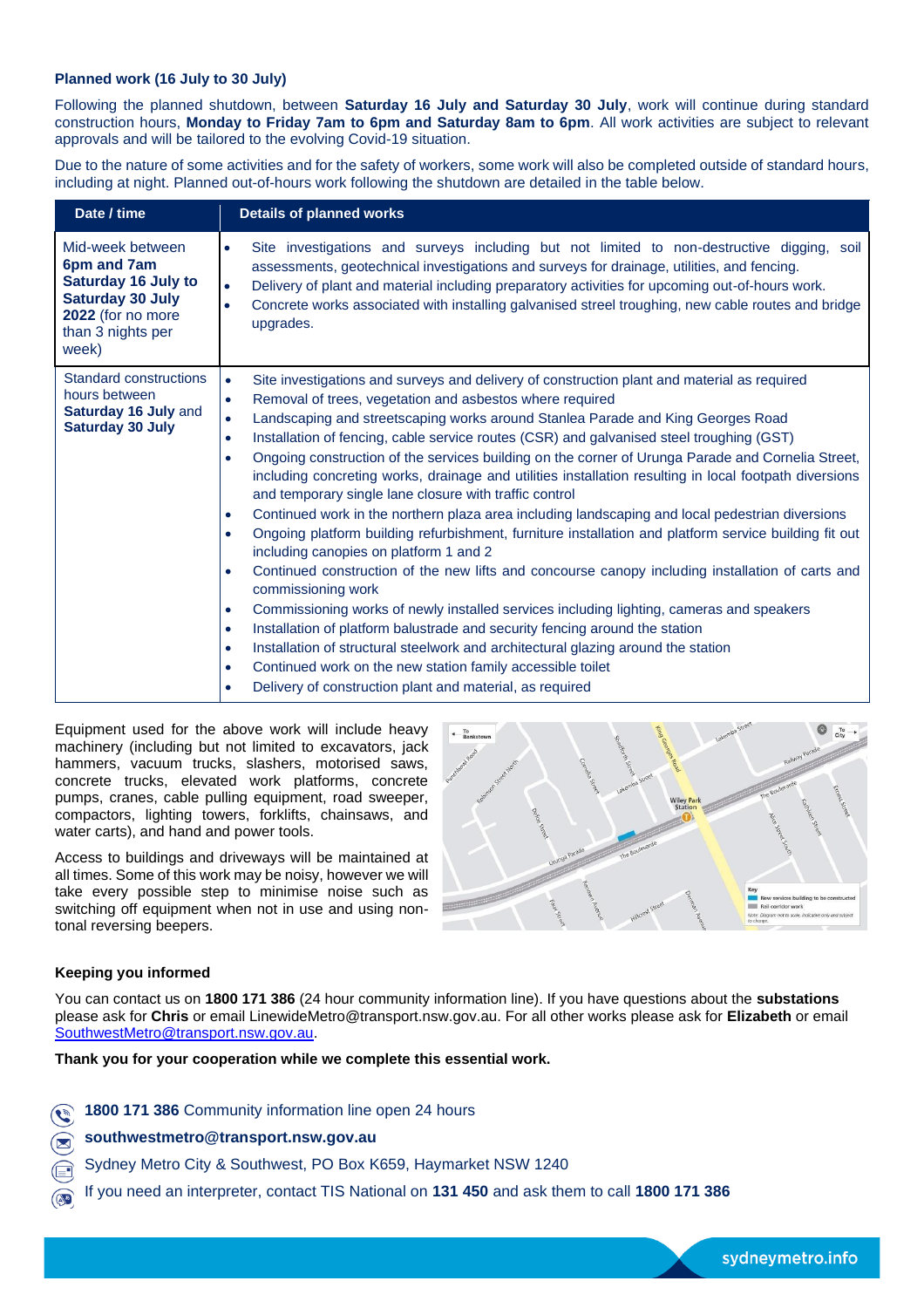**Planned work (16 July to 30 July)**

Following the planned shutdown, between **Saturday 16 July and Saturday 30 July**, work will continue during standard construction hours, **Monday to Friday 7am to 6pm and Saturday 8am to 6pm**. All work activities are subject to relevant approvals and will be tailored to the evolving Covid-19 situation.

Due to the nature of some activities and for the safety of workers, some work will also be completed outside of standard hours, including at night. Planned out-of-hours work following the shutdown are detailed in the table below.

| Date / time | Details of planned works |
|---|---|
| Mid-week between **6pm and 7am Saturday 16 July to Saturday 30 July 2022** (for no more than 3 nights per week) | • Site investigations and surveys including but not limited to non-destructive digging, soil assessments, geotechnical investigations and surveys for drainage, utilities, and fencing.<br>• Delivery of plant and material including preparatory activities for upcoming out-of-hours work.<br>• Concrete works associated with installing galvanised street troughing, new cable routes and bridge upgrades. |
| Standard constructions hours between **Saturday 16 July** and **Saturday 30 July** | • Site investigations and surveys and delivery of construction plant and material as required<br>• Removal of trees, vegetation and asbestos where required<br>• Landscaping and streetscaping works around Stanlea Parade and King Georges Road<br>• Installation of fencing, cable service routes (CSR) and galvanised steel troughing (GST)<br>• Ongoing construction of the services building on the corner of Urunga Parade and Cornelia Street, including concreting works, drainage and utilities installation resulting in local footpath diversions and temporary single lane closure with traffic control<br>• Continued work in the northern plaza area including landscaping and local pedestrian diversions<br>• Ongoing platform building refurbishment, furniture installation and platform service building fit out including canopies on platform 1 and 2<br>• Continued construction of the new lifts and concourse canopy including installation of carts and commissioning work<br>• Commissioning works of newly installed services including lighting, cameras and speakers<br>• Installation of platform balustrade and security fencing around the station<br>• Installation of structural steelwork and architectural glazing around the station<br>• Continued work on the new station family accessible toilet<br>• Delivery of construction plant and material, as required |

Equipment used for the above work will include heavy machinery (including but not limited to excavators, jack hammers, vacuum trucks, slashers, motorised saws, concrete trucks, elevated work platforms, concrete pumps, cranes, cable pulling equipment, road sweeper, compactors, lighting towers, forklifts, chainsaws, and water carts), and hand and power tools.

Access to buildings and driveways will be maintained at all times. Some of this work may be noisy, however we will take every possible step to minimise noise such as switching off equipment when not in use and using non-tonal reversing beepers.

To Bankstown
To City
Wiley Park Station
Key
New services building to be constructed
Rail corridor work
Note: Diagram not to scale, indicative only and subject to change.

**Keeping you informed**

You can contact us on **1800 171 386** (24 hour community information line). If you have questions about the **substations** please ask for **Chris** or email LinewideMetro@transport.nsw.gov.au. For all other works please ask for **Elizabeth** or email SouthwestMetro@transport.nsw.gov.au.

**Thank you for your cooperation while we complete this essential work.**

**1800 171 386** Community information line open 24 hours

**southwestmetro@transport.nsw.gov.au**

Sydney Metro City & Southwest, PO Box K659, Haymarket NSW 1240

If you need an interpreter, contact TIS National on **131 450** and ask them to call **1800 171 386**

sydneymetro.info